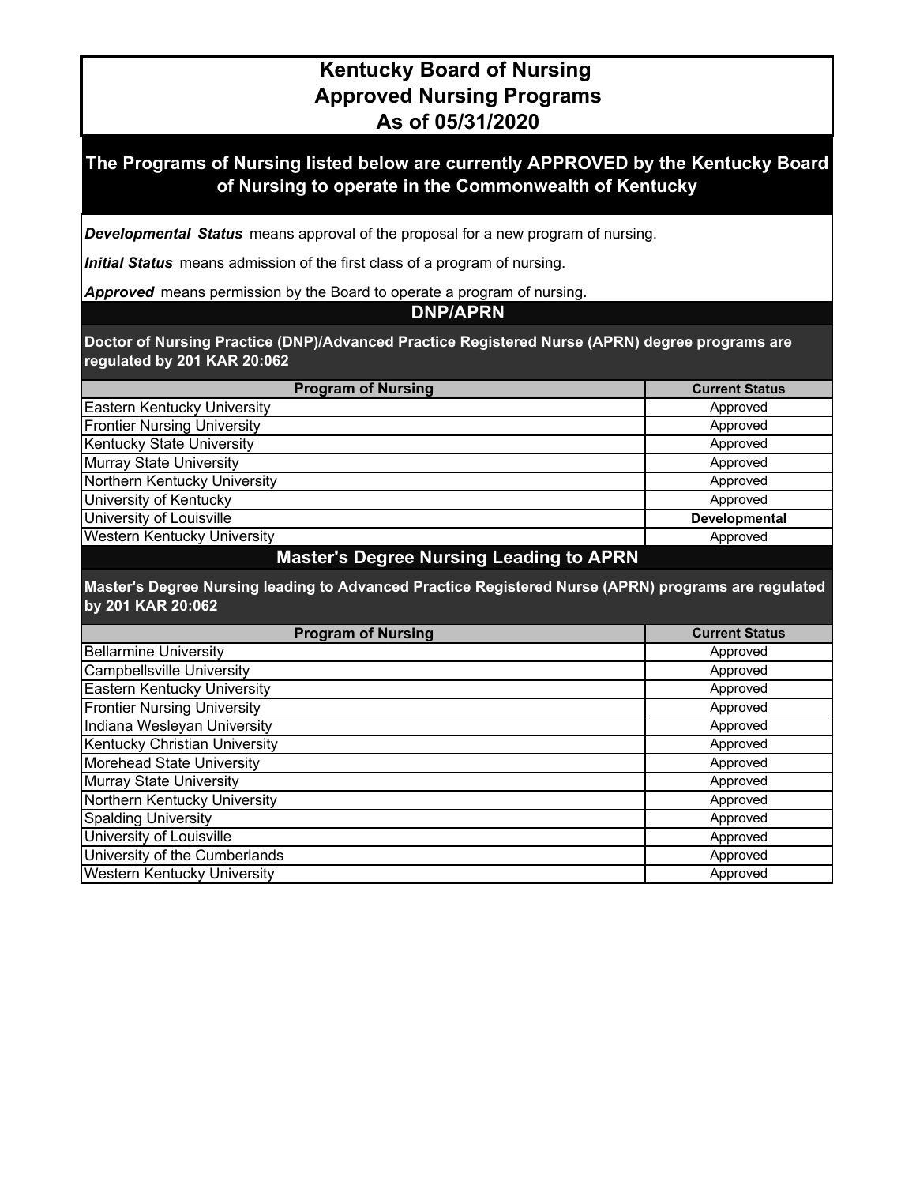# Kentucky Board of Nursing
# Approved Nursing Programs
# As of 05/31/2020

## The Programs of Nursing listed below are currently APPROVED by the Kentucky Board of Nursing to operate in the Commonwealth of Kentucky

***Developmental Status*** means approval of the proposal for a new program of nursing.

***Initial Status*** means admission of the first class of a program of nursing.

***Approved*** means permission by the Board to operate a program of nursing.

## DNP/APRN

**Doctor of Nursing Practice (DNP)/Advanced Practice Registered Nurse (APRN) degree programs are regulated by 201 KAR 20:062**

| Program of Nursing | Current Status |
| --- | --- |
| Eastern Kentucky University | Approved |
| Frontier Nursing University | Approved |
| Kentucky State University | Approved |
| Murray State University | Approved |
| Northern Kentucky University | Approved |
| University of Kentucky | Approved |
| University of Louisville | **Developmental** |
| Western Kentucky University | Approved |

## Master's Degree Nursing Leading to APRN

**Master's Degree Nursing leading to Advanced Practice Registered Nurse (APRN) programs are regulated by 201 KAR 20:062**

| Program of Nursing | Current Status |
| --- | --- |
| Bellarmine University | Approved |
| Campbellsville University | Approved |
| Eastern Kentucky University | Approved |
| Frontier Nursing University | Approved |
| Indiana Wesleyan University | Approved |
| Kentucky Christian University | Approved |
| Morehead State University | Approved |
| Murray State University | Approved |
| Northern Kentucky University | Approved |
| Spalding University | Approved |
| University of Louisville | Approved |
| University of the Cumberlands | Approved |
| Western Kentucky University | Approved |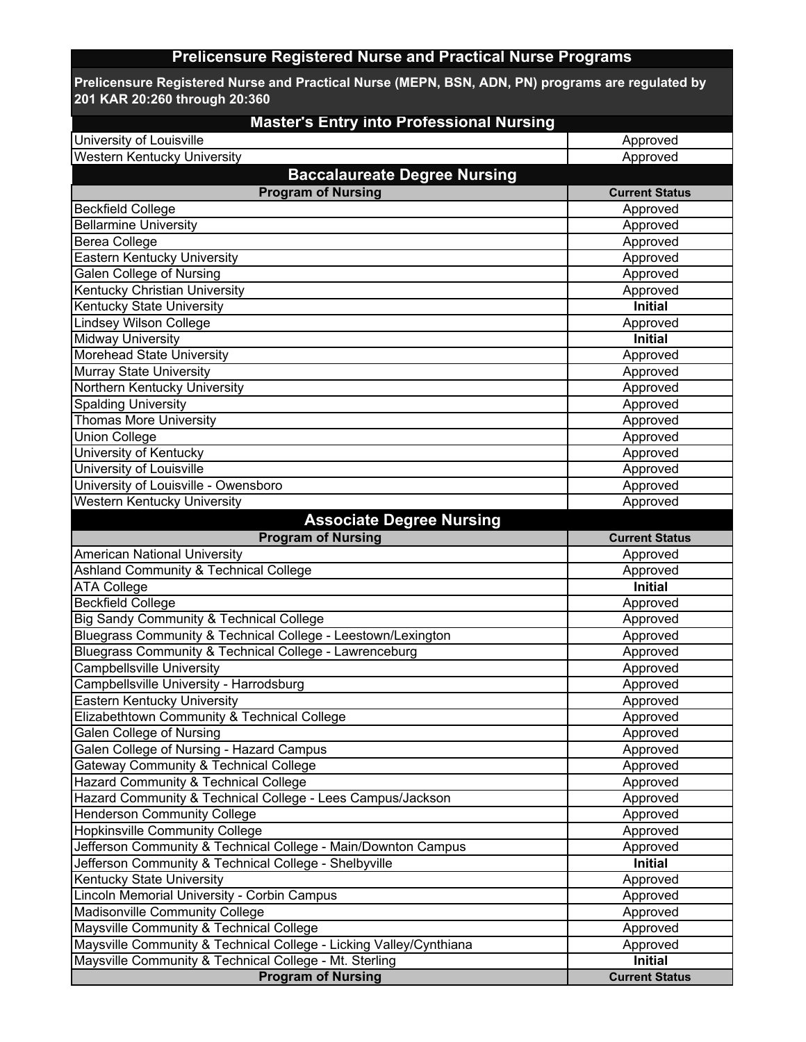## Prelicensure Registered Nurse and Practical Nurse Programs

**Prelicensure Registered Nurse and Practical Nurse (MEPN, BSN, ADN, PN) programs are regulated by 201 KAR 20:260 through 20:360**

### Master's Entry into Professional Nursing

| | |
|---|---|
| University of Louisville | Approved |
| Western Kentucky University | Approved |

### Baccalaureate Degree Nursing

| Program of Nursing | Current Status |
|---|---|
| Beckfield College | Approved |
| Bellarmine University | Approved |
| Berea College | Approved |
| Eastern Kentucky University | Approved |
| Galen College of Nursing | Approved |
| Kentucky Christian University | Approved |
| Kentucky State University | **Initial** |
| Lindsey Wilson College | Approved |
| Midway University | **Initial** |
| Morehead State University | Approved |
| Murray State University | Approved |
| Northern Kentucky University | Approved |
| Spalding University | Approved |
| Thomas More University | Approved |
| Union College | Approved |
| University of Kentucky | Approved |
| University of Louisville | Approved |
| University of Louisville - Owensboro | Approved |
| Western Kentucky University | Approved |

### Associate Degree Nursing

| Program of Nursing | Current Status |
|---|---|
| American National University | Approved |
| Ashland Community & Technical College | Approved |
| ATA College | **Initial** |
| Beckfield College | Approved |
| Big Sandy Community & Technical College | Approved |
| Bluegrass Community & Technical College - Leestown/Lexington | Approved |
| Bluegrass Community & Technical College - Lawrenceburg | Approved |
| Campbellsville University | Approved |
| Campbellsville University - Harrodsburg | Approved |
| Eastern Kentucky University | Approved |
| Elizabethtown Community & Technical College | Approved |
| Galen College of Nursing | Approved |
| Galen College of Nursing - Hazard Campus | Approved |
| Gateway Community & Technical College | Approved |
| Hazard Community & Technical College | Approved |
| Hazard Community & Technical College - Lees Campus/Jackson | Approved |
| Henderson Community College | Approved |
| Hopkinsville Community College | Approved |
| Jefferson Community & Technical College - Main/Downton Campus | Approved |
| Jefferson Community & Technical College - Shelbyville | **Initial** |
| Kentucky State University | Approved |
| Lincoln Memorial University - Corbin Campus | Approved |
| Madisonville Community College | Approved |
| Maysville Community & Technical College | Approved |
| Maysville Community & Technical College - Licking Valley/Cynthiana | Approved |
| Maysville Community & Technical College - Mt. Sterling | **Initial** |
| **Program of Nursing** | **Current Status** |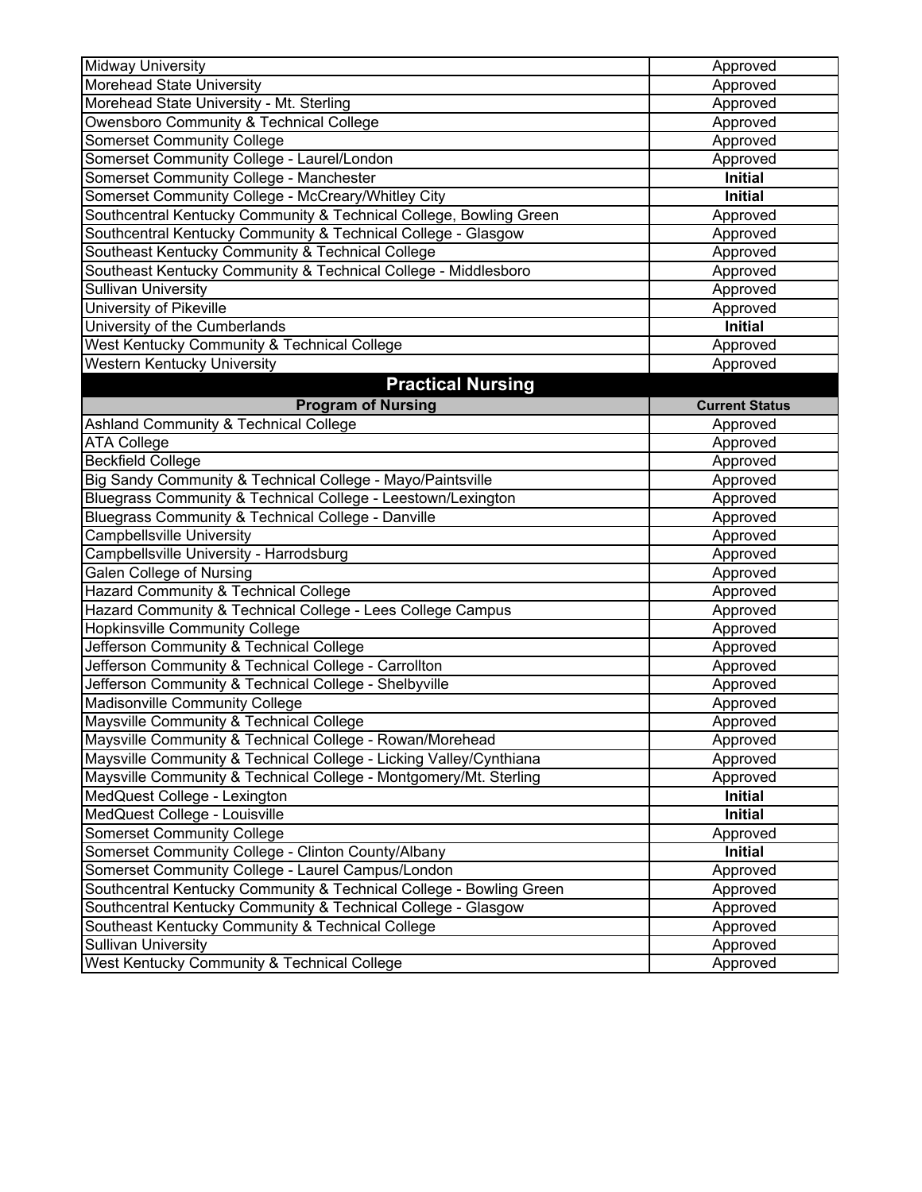| | |
|---|---|
| Midway University | Approved |
| Morehead State University | Approved |
| Morehead State University - Mt. Sterling | Approved |
| Owensboro Community & Technical College | Approved |
| Somerset Community College | Approved |
| Somerset Community College - Laurel/London | Approved |
| Somerset Community College - Manchester | **Initial** |
| Somerset Community College - McCreary/Whitley City | **Initial** |
| Southcentral Kentucky Community & Technical College, Bowling Green | Approved |
| Southcentral Kentucky Community & Technical College - Glasgow | Approved |
| Southeast Kentucky Community & Technical College | Approved |
| Southeast Kentucky Community & Technical College - Middlesboro | Approved |
| Sullivan University | Approved |
| University of Pikeville | Approved |
| University of the Cumberlands | **Initial** |
| West Kentucky Community & Technical College | Approved |
| Western Kentucky University | Approved |

## Practical Nursing

| Program of Nursing | Current Status |
|---|---|
| Ashland Community & Technical College | Approved |
| ATA College | Approved |
| Beckfield College | Approved |
| Big Sandy Community & Technical College - Mayo/Paintsville | Approved |
| Bluegrass Community & Technical College - Leestown/Lexington | Approved |
| Bluegrass Community & Technical College - Danville | Approved |
| Campbellsville University | Approved |
| Campbellsville University - Harrodsburg | Approved |
| Galen College of Nursing | Approved |
| Hazard Community & Technical College | Approved |
| Hazard Community & Technical College - Lees College Campus | Approved |
| Hopkinsville Community College | Approved |
| Jefferson Community & Technical College | Approved |
| Jefferson Community & Technical College - Carrollton | Approved |
| Jefferson Community & Technical College - Shelbyville | Approved |
| Madisonville Community College | Approved |
| Maysville Community & Technical College | Approved |
| Maysville Community & Technical College - Rowan/Morehead | Approved |
| Maysville Community & Technical College - Licking Valley/Cynthiana | Approved |
| Maysville Community & Technical College - Montgomery/Mt. Sterling | Approved |
| MedQuest College - Lexington | **Initial** |
| MedQuest College - Louisville | **Initial** |
| Somerset Community College | Approved |
| Somerset Community College - Clinton County/Albany | **Initial** |
| Somerset Community College - Laurel Campus/London | Approved |
| Southcentral Kentucky Community & Technical College - Bowling Green | Approved |
| Southcentral Kentucky Community & Technical College - Glasgow | Approved |
| Southeast Kentucky Community & Technical College | Approved |
| Sullivan University | Approved |
| West Kentucky Community & Technical College | Approved |